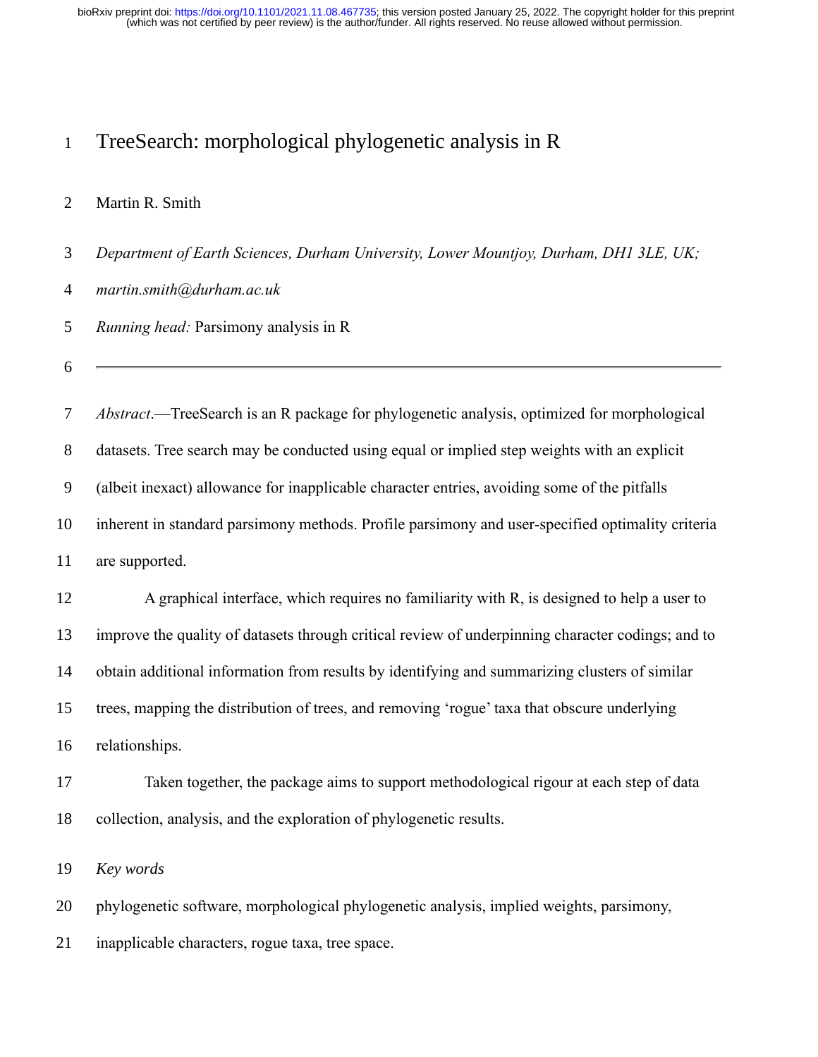# TreeSearch: morphological phylogenetic analysis in R

Martin R. Smith

*Department of Earth Sciences, Durham University, Lower Mountjoy, Durham, DH1 3LE, UK; martin.smith@durham.ac.uk*

*Running head:* Parsimony analysis in R

---

*Abstract*.—TreeSearch is an R package for phylogenetic analysis, optimized for morphological datasets. Tree search may be conducted using equal or implied step weights with an explicit (albeit inexact) allowance for inapplicable character entries, avoiding some of the pitfalls inherent in standard parsimony methods. Profile parsimony and user-specified optimality criteria are supported.

A graphical interface, which requires no familiarity with R, is designed to help a user to improve the quality of datasets through critical review of underpinning character codings; and to obtain additional information from results by identifying and summarizing clusters of similar trees, mapping the distribution of trees, and removing 'rogue' taxa that obscure underlying relationships.

Taken together, the package aims to support methodological rigour at each step of data collection, analysis, and the exploration of phylogenetic results.

*Key words*

phylogenetic software, morphological phylogenetic analysis, implied weights, parsimony, inapplicable characters, rogue taxa, tree space.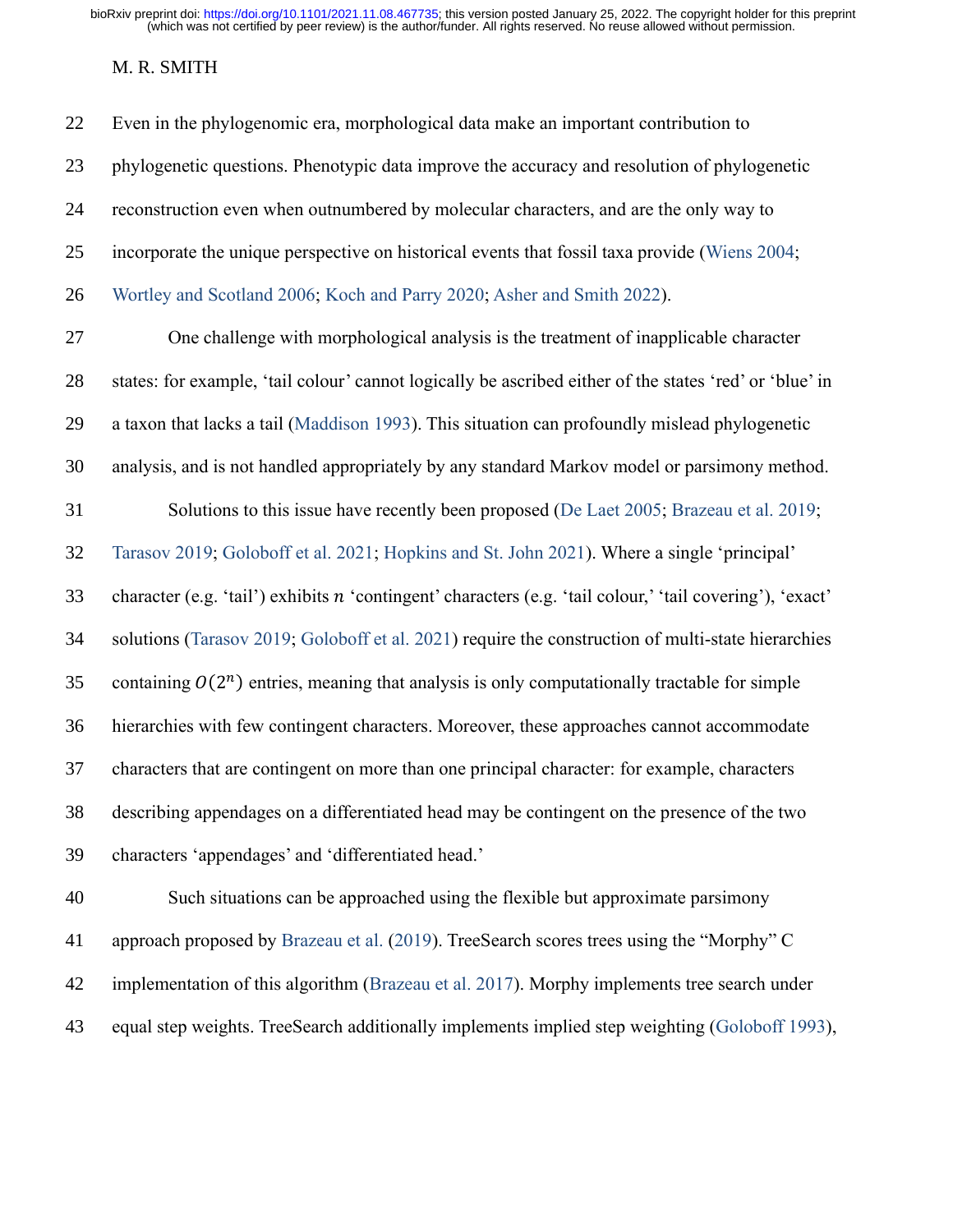Even in the phylogenomic era, morphological data make an important contribution to phylogenetic questions. Phenotypic data improve the accuracy and resolution of phylogenetic reconstruction even when outnumbered by molecular characters, and are the only way to incorporate the unique perspective on historical events that fossil taxa provide (Wiens 2004; Wortley and Scotland 2006; Koch and Parry 2020; Asher and Smith 2022).

One challenge with morphological analysis is the treatment of inapplicable character states: for example, 'tail colour' cannot logically be ascribed either of the states 'red' or 'blue' in a taxon that lacks a tail (Maddison 1993). This situation can profoundly mislead phylogenetic analysis, and is not handled appropriately by any standard Markov model or parsimony method.

Solutions to this issue have recently been proposed (De Laet 2005; Brazeau et al. 2019; Tarasov 2019; Goloboff et al. 2021; Hopkins and St. John 2021). Where a single 'principal' character (e.g. 'tail') exhibits $n$ 'contingent' characters (e.g. 'tail colour,' 'tail covering'), 'exact' solutions (Tarasov 2019; Goloboff et al. 2021) require the construction of multi-state hierarchies containing $O(2^n)$ entries, meaning that analysis is only computationally tractable for simple hierarchies with few contingent characters. Moreover, these approaches cannot accommodate characters that are contingent on more than one principal character: for example, characters describing appendages on a differentiated head may be contingent on the presence of the two characters 'appendages' and 'differentiated head.'

Such situations can be approached using the flexible but approximate parsimony approach proposed by Brazeau et al. (2019). TreeSearch scores trees using the "Morphy" C implementation of this algorithm (Brazeau et al. 2017). Morphy implements tree search under equal step weights. TreeSearch additionally implements implied step weighting (Goloboff 1993),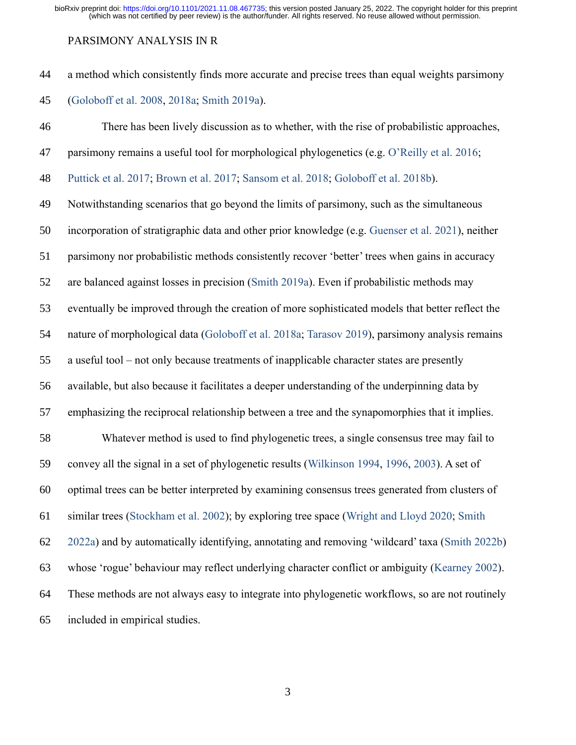a method which consistently finds more accurate and precise trees than equal weights parsimony (Goloboff et al. 2008, 2018a; Smith 2019a).

There has been lively discussion as to whether, with the rise of probabilistic approaches, parsimony remains a useful tool for morphological phylogenetics (e.g. O'Reilly et al. 2016; Puttick et al. 2017; Brown et al. 2017; Sansom et al. 2018; Goloboff et al. 2018b). Notwithstanding scenarios that go beyond the limits of parsimony, such as the simultaneous incorporation of stratigraphic data and other prior knowledge (e.g. Guenser et al. 2021), neither parsimony nor probabilistic methods consistently recover 'better' trees when gains in accuracy are balanced against losses in precision (Smith 2019a). Even if probabilistic methods may eventually be improved through the creation of more sophisticated models that better reflect the nature of morphological data (Goloboff et al. 2018a; Tarasov 2019), parsimony analysis remains a useful tool – not only because treatments of inapplicable character states are presently available, but also because it facilitates a deeper understanding of the underpinning data by emphasizing the reciprocal relationship between a tree and the synapomorphies that it implies.

Whatever method is used to find phylogenetic trees, a single consensus tree may fail to convey all the signal in a set of phylogenetic results (Wilkinson 1994, 1996, 2003). A set of optimal trees can be better interpreted by examining consensus trees generated from clusters of similar trees (Stockham et al. 2002); by exploring tree space (Wright and Lloyd 2020; Smith 2022a) and by automatically identifying, annotating and removing 'wildcard' taxa (Smith 2022b) whose 'rogue' behaviour may reflect underlying character conflict or ambiguity (Kearney 2002). These methods are not always easy to integrate into phylogenetic workflows, so are not routinely included in empirical studies.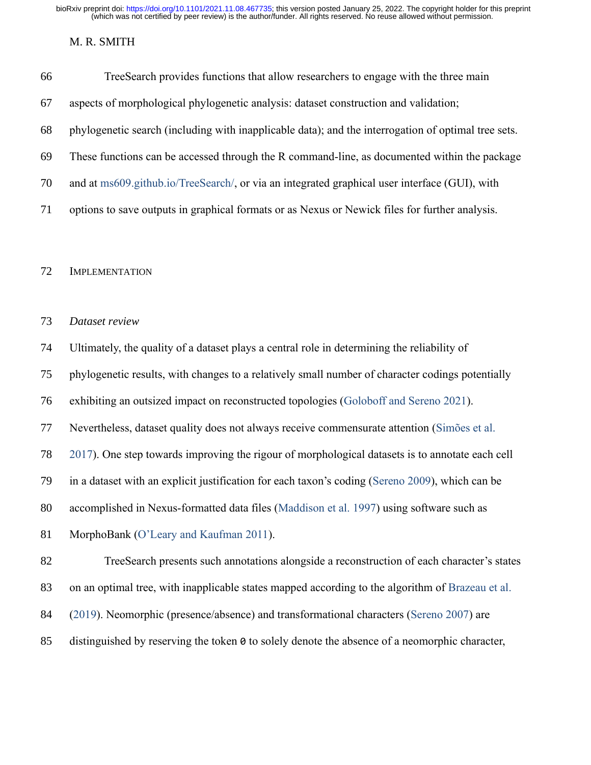TreeSearch provides functions that allow researchers to engage with the three main aspects of morphological phylogenetic analysis: dataset construction and validation; phylogenetic search (including with inapplicable data); and the interrogation of optimal tree sets. These functions can be accessed through the R command-line, as documented within the package and at ms609.github.io/TreeSearch/, or via an integrated graphical user interface (GUI), with options to save outputs in graphical formats or as Nexus or Newick files for further analysis.

## IMPLEMENTATION

### *Dataset review*

Ultimately, the quality of a dataset plays a central role in determining the reliability of phylogenetic results, with changes to a relatively small number of character codings potentially exhibiting an outsized impact on reconstructed topologies (Goloboff and Sereno 2021). Nevertheless, dataset quality does not always receive commensurate attention (Simões et al. 2017). One step towards improving the rigour of morphological datasets is to annotate each cell in a dataset with an explicit justification for each taxon's coding (Sereno 2009), which can be accomplished in Nexus-formatted data files (Maddison et al. 1997) using software such as MorphoBank (O'Leary and Kaufman 2011).

TreeSearch presents such annotations alongside a reconstruction of each character's states on an optimal tree, with inapplicable states mapped according to the algorithm of Brazeau et al. (2019). Neomorphic (presence/absence) and transformational characters (Sereno 2007) are distinguished by reserving the token `0` to solely denote the absence of a neomorphic character,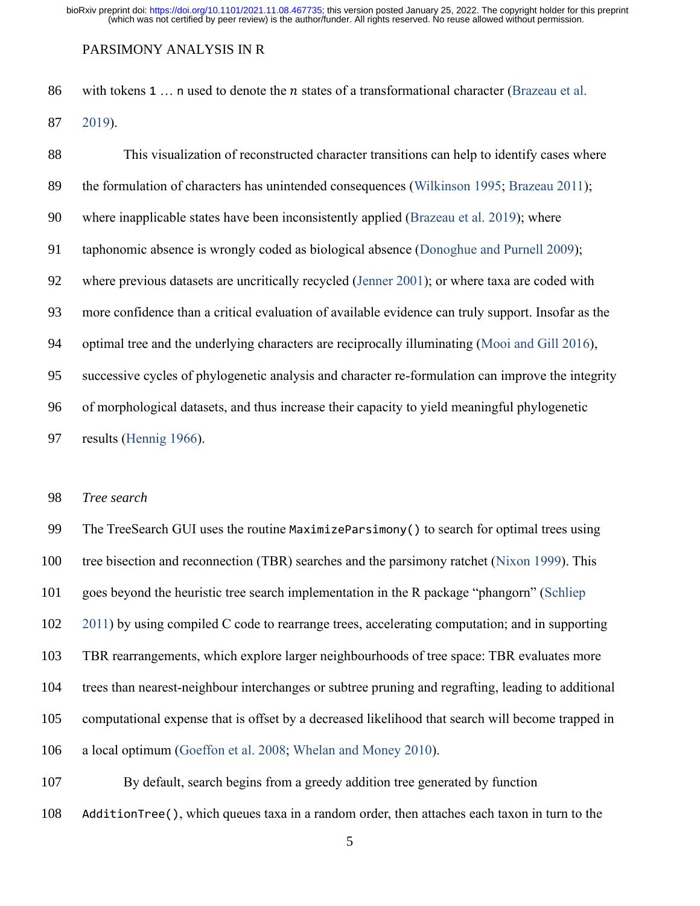with tokens `1` … `n` used to denote the $n$ states of a transformational character (Brazeau et al. 2019).

This visualization of reconstructed character transitions can help to identify cases where the formulation of characters has unintended consequences (Wilkinson 1995; Brazeau 2011); where inapplicable states have been inconsistently applied (Brazeau et al. 2019); where taphonomic absence is wrongly coded as biological absence (Donoghue and Purnell 2009); where previous datasets are uncritically recycled (Jenner 2001); or where taxa are coded with more confidence than a critical evaluation of available evidence can truly support. Insofar as the optimal tree and the underlying characters are reciprocally illuminating (Mooi and Gill 2016), successive cycles of phylogenetic analysis and character re-formulation can improve the integrity of morphological datasets, and thus increase their capacity to yield meaningful phylogenetic results (Hennig 1966).

*Tree search*

The TreeSearch GUI uses the routine `MaximizeParsimony()` to search for optimal trees using tree bisection and reconnection (TBR) searches and the parsimony ratchet (Nixon 1999). This goes beyond the heuristic tree search implementation in the R package "phangorn" (Schliep 2011) by using compiled C code to rearrange trees, accelerating computation; and in supporting TBR rearrangements, which explore larger neighbourhoods of tree space: TBR evaluates more trees than nearest-neighbour interchanges or subtree pruning and regrafting, leading to additional computational expense that is offset by a decreased likelihood that search will become trapped in a local optimum (Goeffon et al. 2008; Whelan and Money 2010).

By default, search begins from a greedy addition tree generated by function `AdditionTree()`, which queues taxa in a random order, then attaches each taxon in turn to the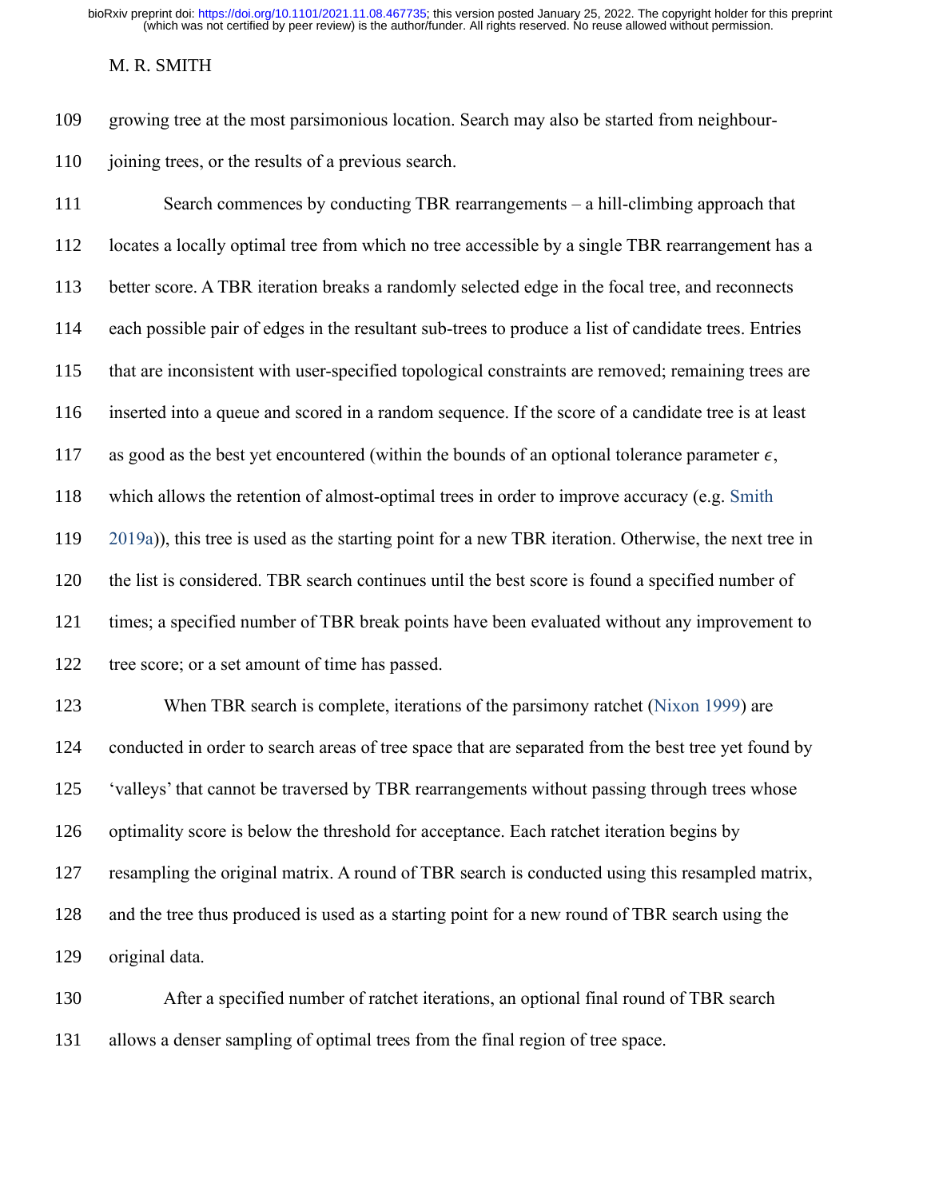growing tree at the most parsimonious location. Search may also be started from neighbour-joining trees, or the results of a previous search.

Search commences by conducting TBR rearrangements – a hill-climbing approach that locates a locally optimal tree from which no tree accessible by a single TBR rearrangement has a better score. A TBR iteration breaks a randomly selected edge in the focal tree, and reconnects each possible pair of edges in the resultant sub-trees to produce a list of candidate trees. Entries that are inconsistent with user-specified topological constraints are removed; remaining trees are inserted into a queue and scored in a random sequence. If the score of a candidate tree is at least as good as the best yet encountered (within the bounds of an optional tolerance parameter $\epsilon$, which allows the retention of almost-optimal trees in order to improve accuracy (e.g. Smith 2019a)), this tree is used as the starting point for a new TBR iteration. Otherwise, the next tree in the list is considered. TBR search continues until the best score is found a specified number of times; a specified number of TBR break points have been evaluated without any improvement to tree score; or a set amount of time has passed.

When TBR search is complete, iterations of the parsimony ratchet (Nixon 1999) are conducted in order to search areas of tree space that are separated from the best tree yet found by 'valleys' that cannot be traversed by TBR rearrangements without passing through trees whose optimality score is below the threshold for acceptance. Each ratchet iteration begins by resampling the original matrix. A round of TBR search is conducted using this resampled matrix, and the tree thus produced is used as a starting point for a new round of TBR search using the original data.

After a specified number of ratchet iterations, an optional final round of TBR search allows a denser sampling of optimal trees from the final region of tree space.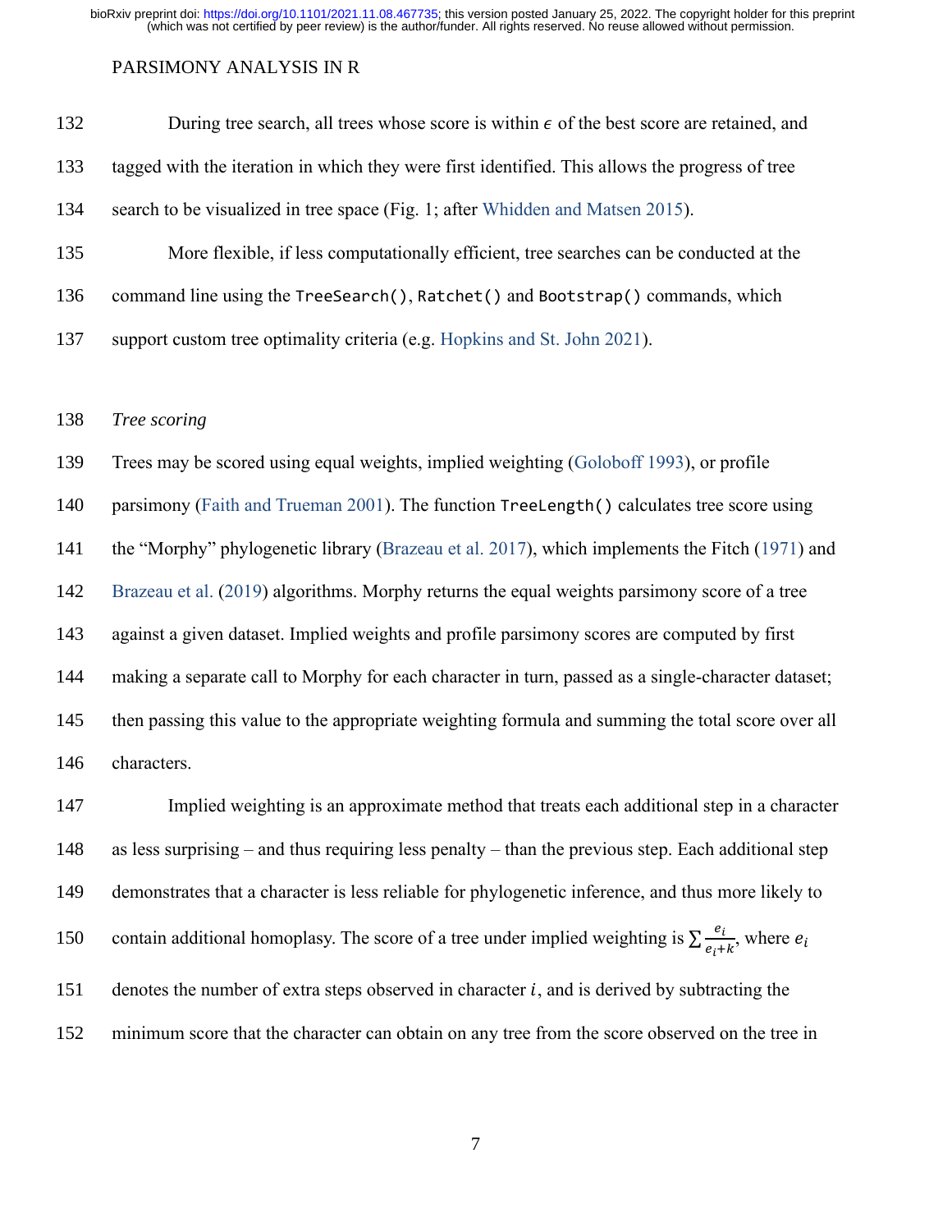During tree search, all trees whose score is within $\epsilon$ of the best score are retained, and tagged with the iteration in which they were first identified. This allows the progress of tree search to be visualized in tree space (Fig. 1; after Whidden and Matsen 2015).

More flexible, if less computationally efficient, tree searches can be conducted at the command line using the `TreeSearch()`, `Ratchet()` and `Bootstrap()` commands, which support custom tree optimality criteria (e.g. Hopkins and St. John 2021).

*Tree scoring*

Trees may be scored using equal weights, implied weighting (Goloboff 1993), or profile parsimony (Faith and Trueman 2001). The function `TreeLength()` calculates tree score using the "Morphy" phylogenetic library (Brazeau et al. 2017), which implements the Fitch (1971) and Brazeau et al. (2019) algorithms. Morphy returns the equal weights parsimony score of a tree against a given dataset. Implied weights and profile parsimony scores are computed by first making a separate call to Morphy for each character in turn, passed as a single-character dataset; then passing this value to the appropriate weighting formula and summing the total score over all characters.

Implied weighting is an approximate method that treats each additional step in a character as less surprising – and thus requiring less penalty – than the previous step. Each additional step demonstrates that a character is less reliable for phylogenetic inference, and thus more likely to contain additional homoplasy. The score of a tree under implied weighting is $\sum \frac{e_i}{e_i + k}$, where $e_i$ denotes the number of extra steps observed in character $i$, and is derived by subtracting the minimum score that the character can obtain on any tree from the score observed on the tree in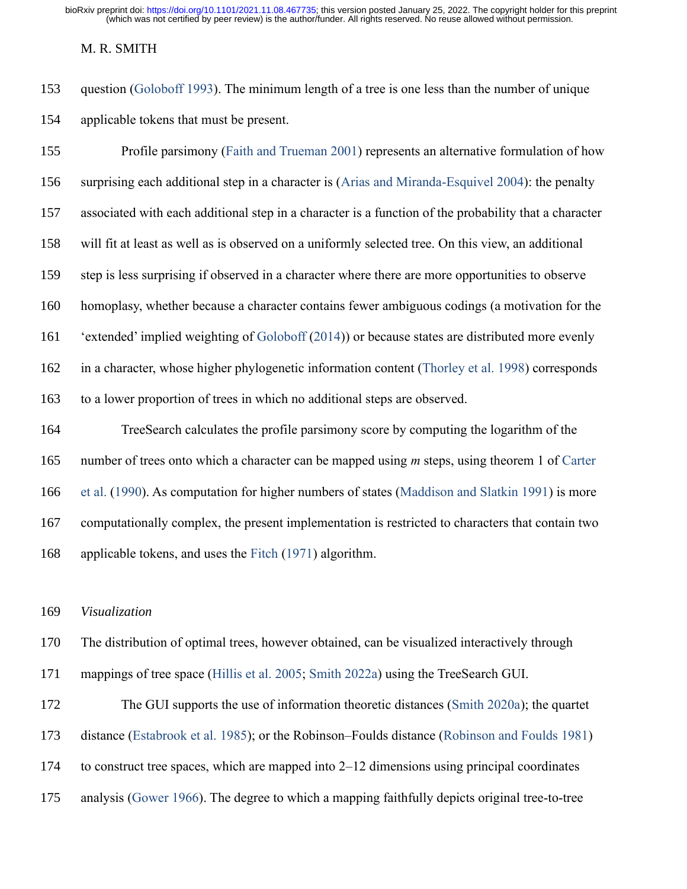question (Goloboff 1993). The minimum length of a tree is one less than the number of unique applicable tokens that must be present.

Profile parsimony (Faith and Trueman 2001) represents an alternative formulation of how surprising each additional step in a character is (Arias and Miranda-Esquivel 2004): the penalty associated with each additional step in a character is a function of the probability that a character will fit at least as well as is observed on a uniformly selected tree. On this view, an additional step is less surprising if observed in a character where there are more opportunities to observe homoplasy, whether because a character contains fewer ambiguous codings (a motivation for the 'extended' implied weighting of Goloboff (2014)) or because states are distributed more evenly in a character, whose higher phylogenetic information content (Thorley et al. 1998) corresponds to a lower proportion of trees in which no additional steps are observed.

TreeSearch calculates the profile parsimony score by computing the logarithm of the number of trees onto which a character can be mapped using *m* steps, using theorem 1 of Carter et al. (1990). As computation for higher numbers of states (Maddison and Slatkin 1991) is more computationally complex, the present implementation is restricted to characters that contain two applicable tokens, and uses the Fitch (1971) algorithm.

*Visualization*

The distribution of optimal trees, however obtained, can be visualized interactively through mappings of tree space (Hillis et al. 2005; Smith 2022a) using the TreeSearch GUI.

The GUI supports the use of information theoretic distances (Smith 2020a); the quartet distance (Estabrook et al. 1985); or the Robinson–Foulds distance (Robinson and Foulds 1981) to construct tree spaces, which are mapped into 2–12 dimensions using principal coordinates analysis (Gower 1966). The degree to which a mapping faithfully depicts original tree-to-tree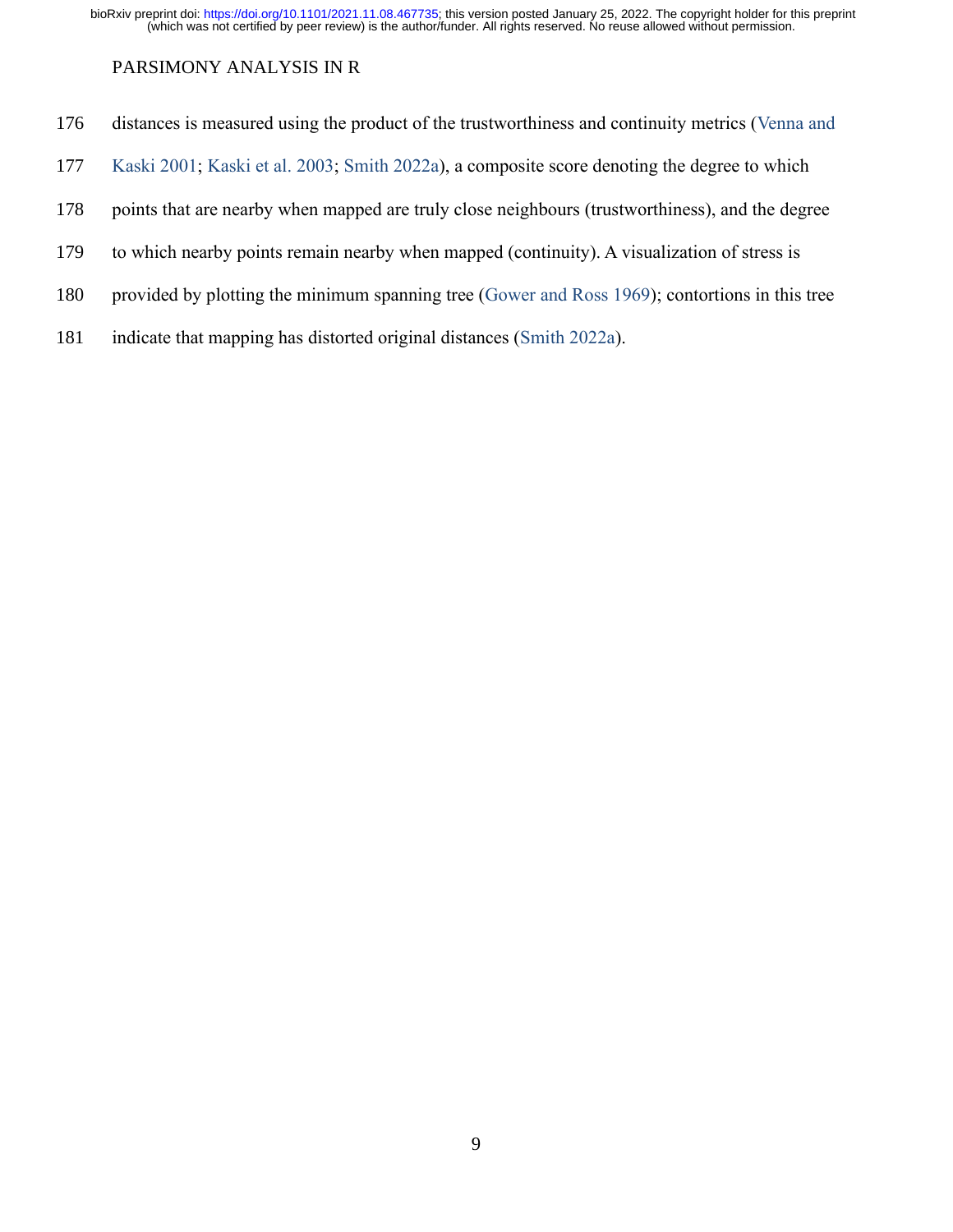distances is measured using the product of the trustworthiness and continuity metrics (Venna and Kaski 2001; Kaski et al. 2003; Smith 2022a), a composite score denoting the degree to which points that are nearby when mapped are truly close neighbours (trustworthiness), and the degree to which nearby points remain nearby when mapped (continuity). A visualization of stress is provided by plotting the minimum spanning tree (Gower and Ross 1969); contortions in this tree indicate that mapping has distorted original distances (Smith 2022a).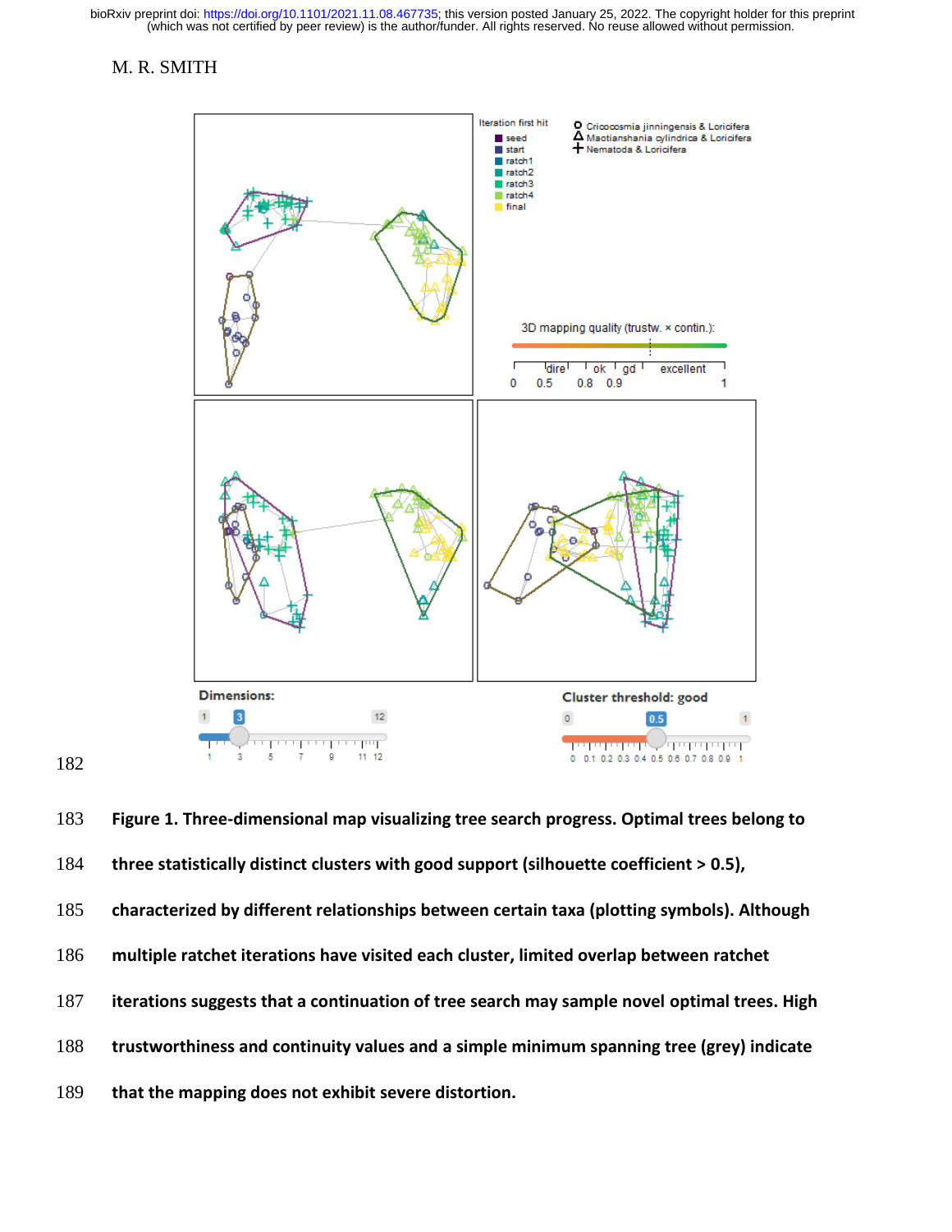**Figure 1. Three-dimensional map visualizing tree search progress. Optimal trees belong to three statistically distinct clusters with good support (silhouette coefficient > 0.5), characterized by different relationships between certain taxa (plotting symbols). Although multiple ratchet iterations have visited each cluster, limited overlap between ratchet iterations suggests that a continuation of tree search may sample novel optimal trees. High trustworthiness and continuity values and a simple minimum spanning tree (grey) indicate that the mapping does not exhibit severe distortion.**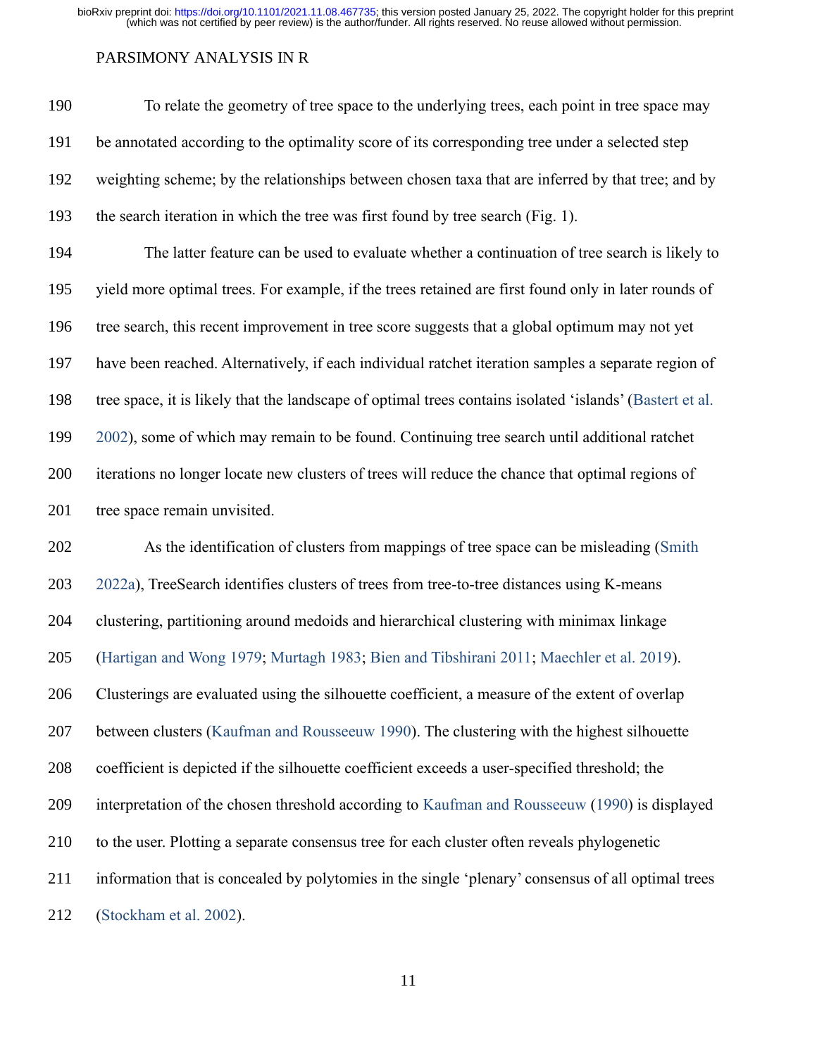To relate the geometry of tree space to the underlying trees, each point in tree space may be annotated according to the optimality score of its corresponding tree under a selected step weighting scheme; by the relationships between chosen taxa that are inferred by that tree; and by the search iteration in which the tree was first found by tree search (Fig. 1).

The latter feature can be used to evaluate whether a continuation of tree search is likely to yield more optimal trees. For example, if the trees retained are first found only in later rounds of tree search, this recent improvement in tree score suggests that a global optimum may not yet have been reached. Alternatively, if each individual ratchet iteration samples a separate region of tree space, it is likely that the landscape of optimal trees contains isolated 'islands' (Bastert et al. 2002), some of which may remain to be found. Continuing tree search until additional ratchet iterations no longer locate new clusters of trees will reduce the chance that optimal regions of tree space remain unvisited.

As the identification of clusters from mappings of tree space can be misleading (Smith 2022a), TreeSearch identifies clusters of trees from tree-to-tree distances using K-means clustering, partitioning around medoids and hierarchical clustering with minimax linkage (Hartigan and Wong 1979; Murtagh 1983; Bien and Tibshirani 2011; Maechler et al. 2019). Clusterings are evaluated using the silhouette coefficient, a measure of the extent of overlap between clusters (Kaufman and Rousseeuw 1990). The clustering with the highest silhouette coefficient is depicted if the silhouette coefficient exceeds a user-specified threshold; the interpretation of the chosen threshold according to Kaufman and Rousseeuw (1990) is displayed to the user. Plotting a separate consensus tree for each cluster often reveals phylogenetic information that is concealed by polytomies in the single 'plenary' consensus of all optimal trees (Stockham et al. 2002).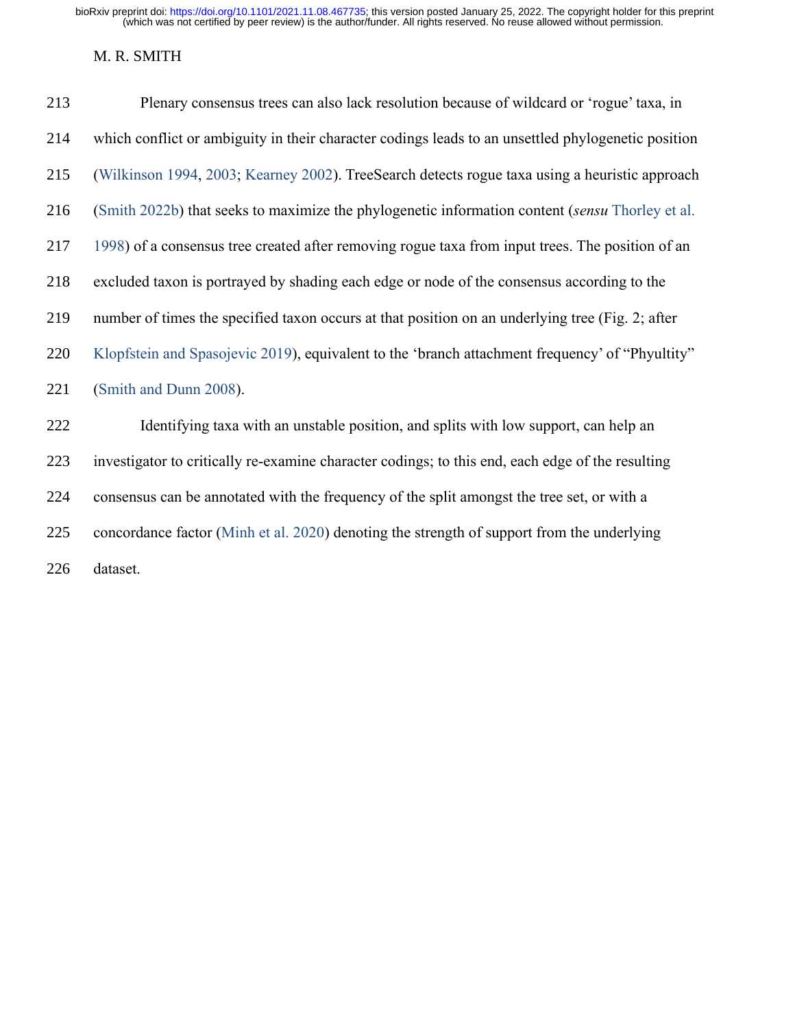Plenary consensus trees can also lack resolution because of wildcard or 'rogue' taxa, in which conflict or ambiguity in their character codings leads to an unsettled phylogenetic position (Wilkinson 1994, 2003; Kearney 2002). TreeSearch detects rogue taxa using a heuristic approach (Smith 2022b) that seeks to maximize the phylogenetic information content (*sensu* Thorley et al. 1998) of a consensus tree created after removing rogue taxa from input trees. The position of an excluded taxon is portrayed by shading each edge or node of the consensus according to the number of times the specified taxon occurs at that position on an underlying tree (Fig. 2; after Klopfstein and Spasojevic 2019), equivalent to the 'branch attachment frequency' of "Phyultity" (Smith and Dunn 2008).

Identifying taxa with an unstable position, and splits with low support, can help an investigator to critically re-examine character codings; to this end, each edge of the resulting consensus can be annotated with the frequency of the split amongst the tree set, or with a concordance factor (Minh et al. 2020) denoting the strength of support from the underlying dataset.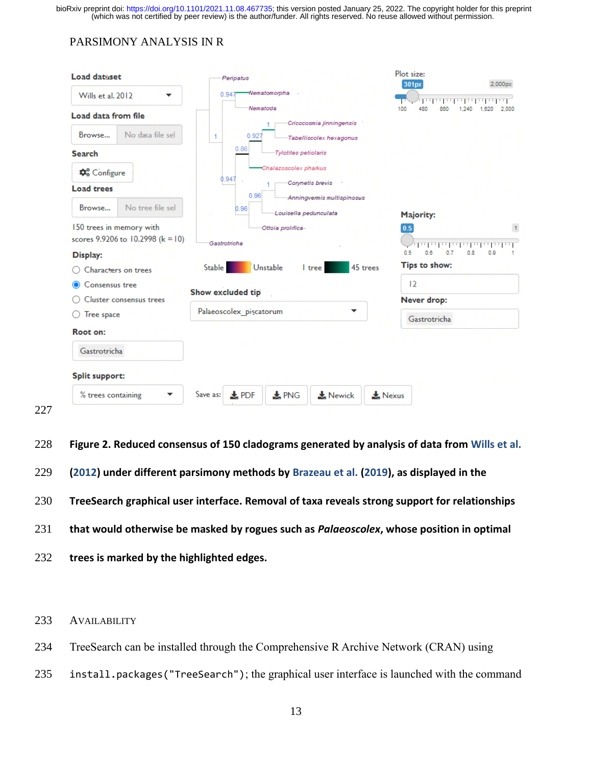**Figure 2. Reduced consensus of 150 cladograms generated by analysis of data from Wills et al. (2012) under different parsimony methods by Brazeau et al. (2019), as displayed in the TreeSearch graphical user interface. Removal of taxa reveals strong support for relationships that would otherwise be masked by rogues such as *Palaeoscolex*, whose position in optimal trees is marked by the highlighted edges.**

## AVAILABILITY

TreeSearch can be installed through the Comprehensive R Archive Network (CRAN) using `install.packages("TreeSearch")`; the graphical user interface is launched with the command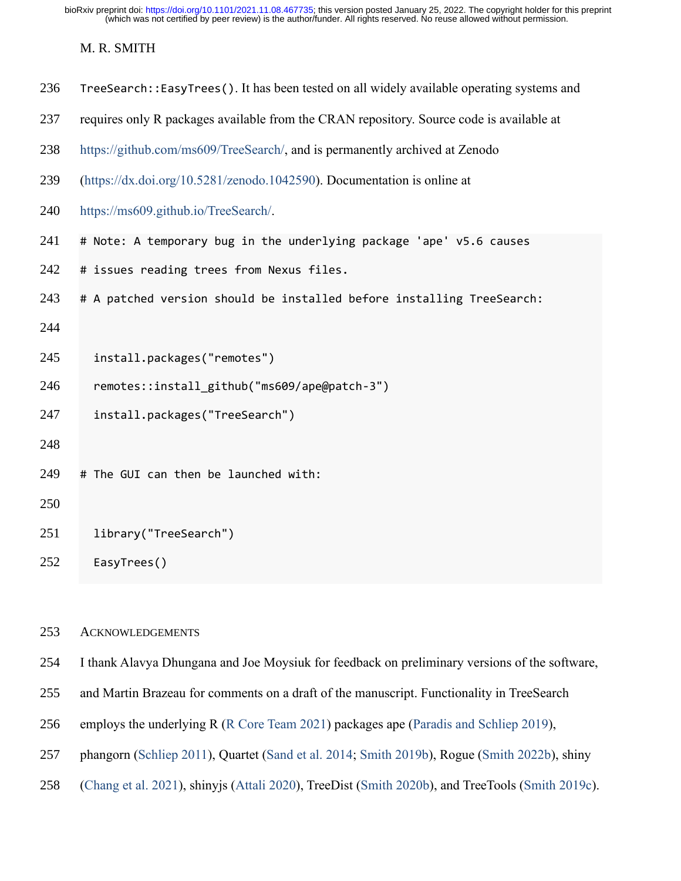`TreeSearch::EasyTrees()`. It has been tested on all widely available operating systems and requires only R packages available from the CRAN repository. Source code is available at https://github.com/ms609/TreeSearch/, and is permanently archived at Zenodo (https://dx.doi.org/10.5281/zenodo.1042590). Documentation is online at https://ms609.github.io/TreeSearch/.

```
# Note: A temporary bug in the underlying package 'ape' v5.6 causes
# issues reading trees from Nexus files.
# A patched version should be installed before installing TreeSearch:

  install.packages("remotes")
  remotes::install_github("ms609/ape@patch-3")
  install.packages("TreeSearch")

# The GUI can then be launched with:

  library("TreeSearch")
  EasyTrees()
```

## Acknowledgements

I thank Alavya Dhungana and Joe Moysiuk for feedback on preliminary versions of the software, and Martin Brazeau for comments on a draft of the manuscript. Functionality in TreeSearch employs the underlying R (R Core Team 2021) packages ape (Paradis and Schliep 2019), phangorn (Schliep 2011), Quartet (Sand et al. 2014; Smith 2019b), Rogue (Smith 2022b), shiny (Chang et al. 2021), shinyjs (Attali 2020), TreeDist (Smith 2020b), and TreeTools (Smith 2019c).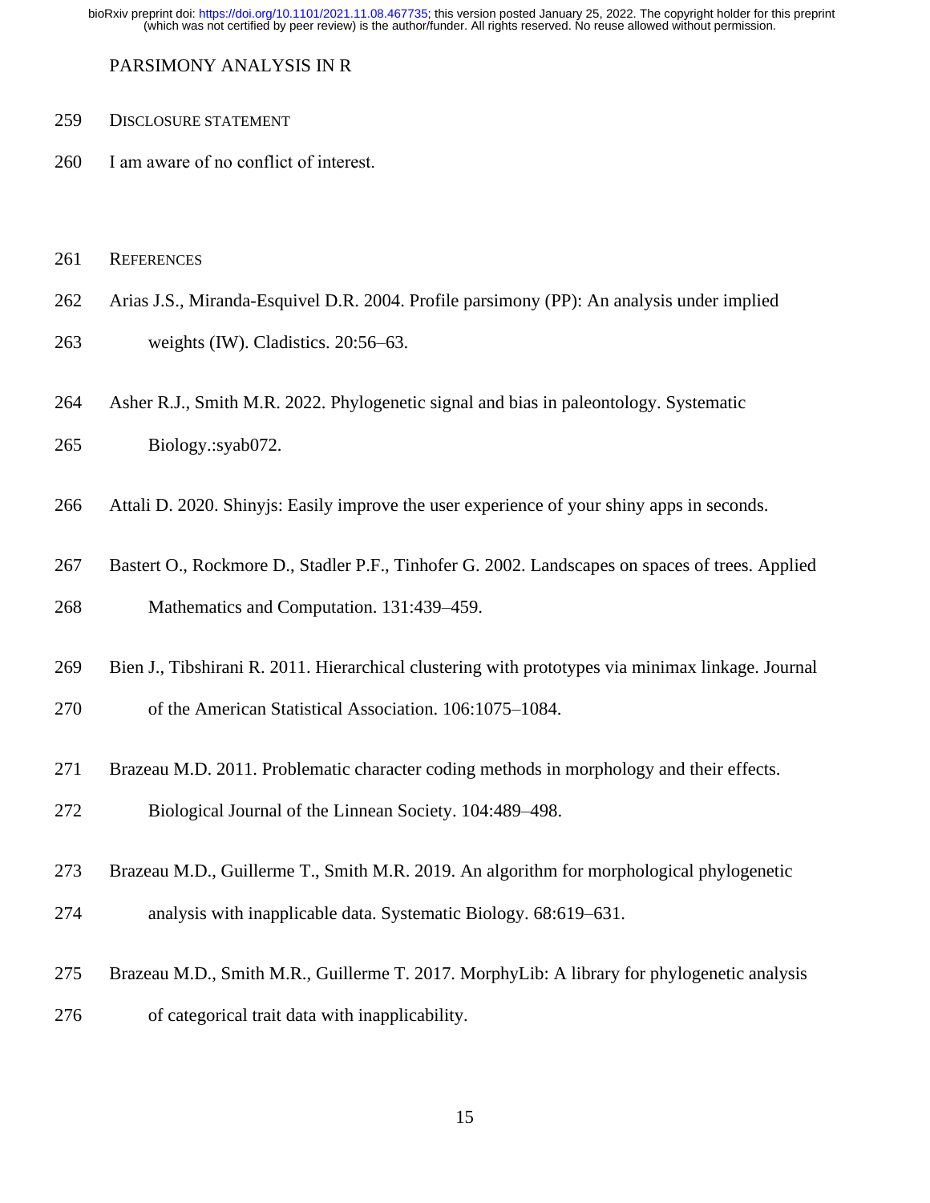## Disclosure statement

I am aware of no conflict of interest.

## References

Arias J.S., Miranda-Esquivel D.R. 2004. Profile parsimony (PP): An analysis under implied weights (IW). Cladistics. 20:56–63.

Asher R.J., Smith M.R. 2022. Phylogenetic signal and bias in paleontology. Systematic Biology.:syab072.

Attali D. 2020. Shinyjs: Easily improve the user experience of your shiny apps in seconds.

Bastert O., Rockmore D., Stadler P.F., Tinhofer G. 2002. Landscapes on spaces of trees. Applied Mathematics and Computation. 131:439–459.

Bien J., Tibshirani R. 2011. Hierarchical clustering with prototypes via minimax linkage. Journal of the American Statistical Association. 106:1075–1084.

Brazeau M.D. 2011. Problematic character coding methods in morphology and their effects. Biological Journal of the Linnean Society. 104:489–498.

Brazeau M.D., Guillerme T., Smith M.R. 2019. An algorithm for morphological phylogenetic analysis with inapplicable data. Systematic Biology. 68:619–631.

Brazeau M.D., Smith M.R., Guillerme T. 2017. MorphyLib: A library for phylogenetic analysis of categorical trait data with inapplicability.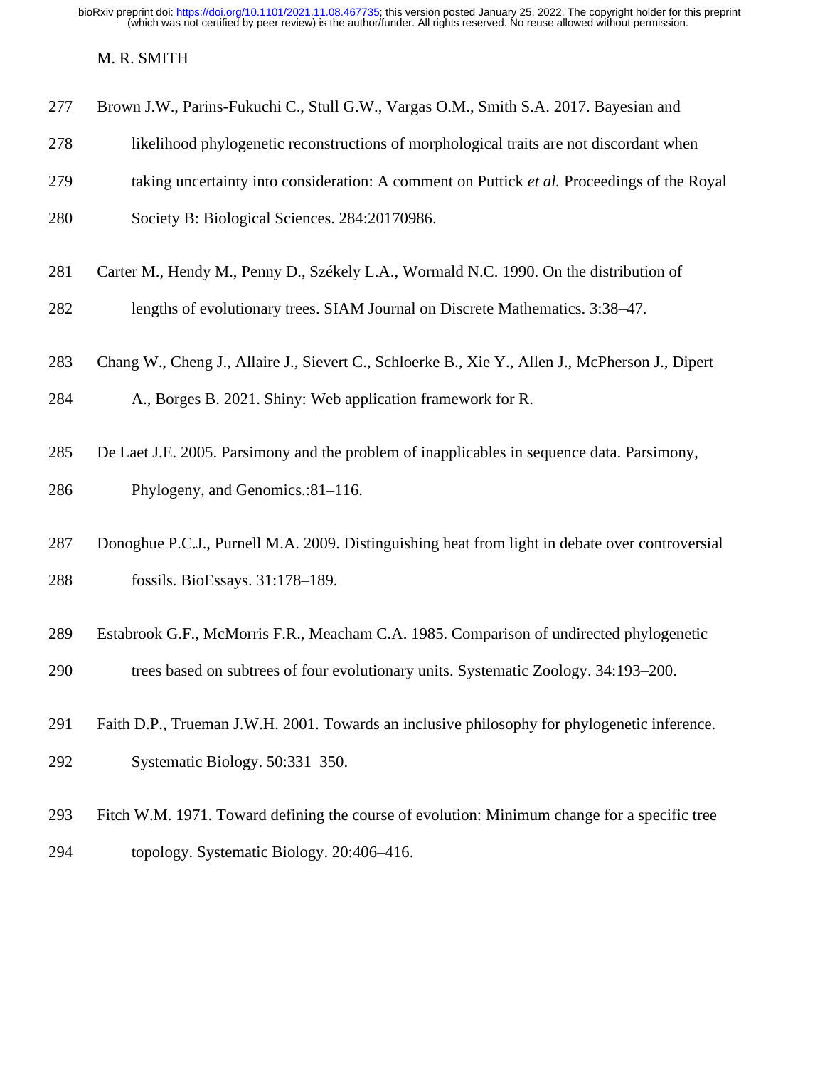Brown J.W., Parins-Fukuchi C., Stull G.W., Vargas O.M., Smith S.A. 2017. Bayesian and likelihood phylogenetic reconstructions of morphological traits are not discordant when taking uncertainty into consideration: A comment on Puttick *et al.* Proceedings of the Royal Society B: Biological Sciences. 284:20170986.

Carter M., Hendy M., Penny D., Székely L.A., Wormald N.C. 1990. On the distribution of lengths of evolutionary trees. SIAM Journal on Discrete Mathematics. 3:38–47.

Chang W., Cheng J., Allaire J., Sievert C., Schloerke B., Xie Y., Allen J., McPherson J., Dipert A., Borges B. 2021. Shiny: Web application framework for R.

De Laet J.E. 2005. Parsimony and the problem of inapplicables in sequence data. Parsimony, Phylogeny, and Genomics.:81–116.

Donoghue P.C.J., Purnell M.A. 2009. Distinguishing heat from light in debate over controversial fossils. BioEssays. 31:178–189.

Estabrook G.F., McMorris F.R., Meacham C.A. 1985. Comparison of undirected phylogenetic trees based on subtrees of four evolutionary units. Systematic Zoology. 34:193–200.

Faith D.P., Trueman J.W.H. 2001. Towards an inclusive philosophy for phylogenetic inference. Systematic Biology. 50:331–350.

Fitch W.M. 1971. Toward defining the course of evolution: Minimum change for a specific tree topology. Systematic Biology. 20:406–416.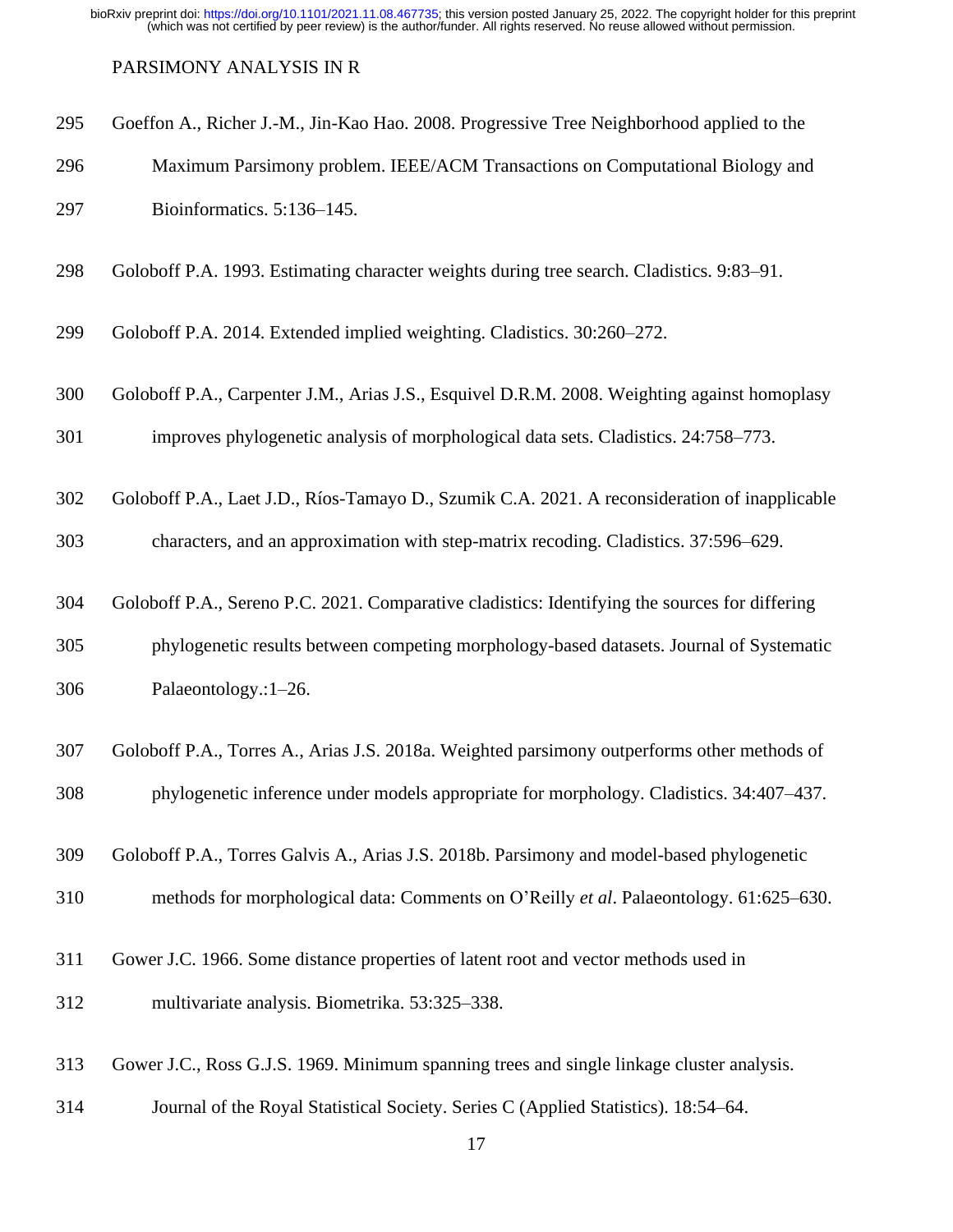Goeffon A., Richer J.-M., Jin-Kao Hao. 2008. Progressive Tree Neighborhood applied to the Maximum Parsimony problem. IEEE/ACM Transactions on Computational Biology and Bioinformatics. 5:136–145.

Goloboff P.A. 1993. Estimating character weights during tree search. Cladistics. 9:83–91.

Goloboff P.A. 2014. Extended implied weighting. Cladistics. 30:260–272.

Goloboff P.A., Carpenter J.M., Arias J.S., Esquivel D.R.M. 2008. Weighting against homoplasy improves phylogenetic analysis of morphological data sets. Cladistics. 24:758–773.

Goloboff P.A., Laet J.D., Ríos-Tamayo D., Szumik C.A. 2021. A reconsideration of inapplicable characters, and an approximation with step-matrix recoding. Cladistics. 37:596–629.

Goloboff P.A., Sereno P.C. 2021. Comparative cladistics: Identifying the sources for differing phylogenetic results between competing morphology-based datasets. Journal of Systematic Palaeontology.:1–26.

Goloboff P.A., Torres A., Arias J.S. 2018a. Weighted parsimony outperforms other methods of phylogenetic inference under models appropriate for morphology. Cladistics. 34:407–437.

Goloboff P.A., Torres Galvis A., Arias J.S. 2018b. Parsimony and model-based phylogenetic methods for morphological data: Comments on O'Reilly *et al*. Palaeontology. 61:625–630.

Gower J.C. 1966. Some distance properties of latent root and vector methods used in multivariate analysis. Biometrika. 53:325–338.

Gower J.C., Ross G.J.S. 1969. Minimum spanning trees and single linkage cluster analysis. Journal of the Royal Statistical Society. Series C (Applied Statistics). 18:54–64.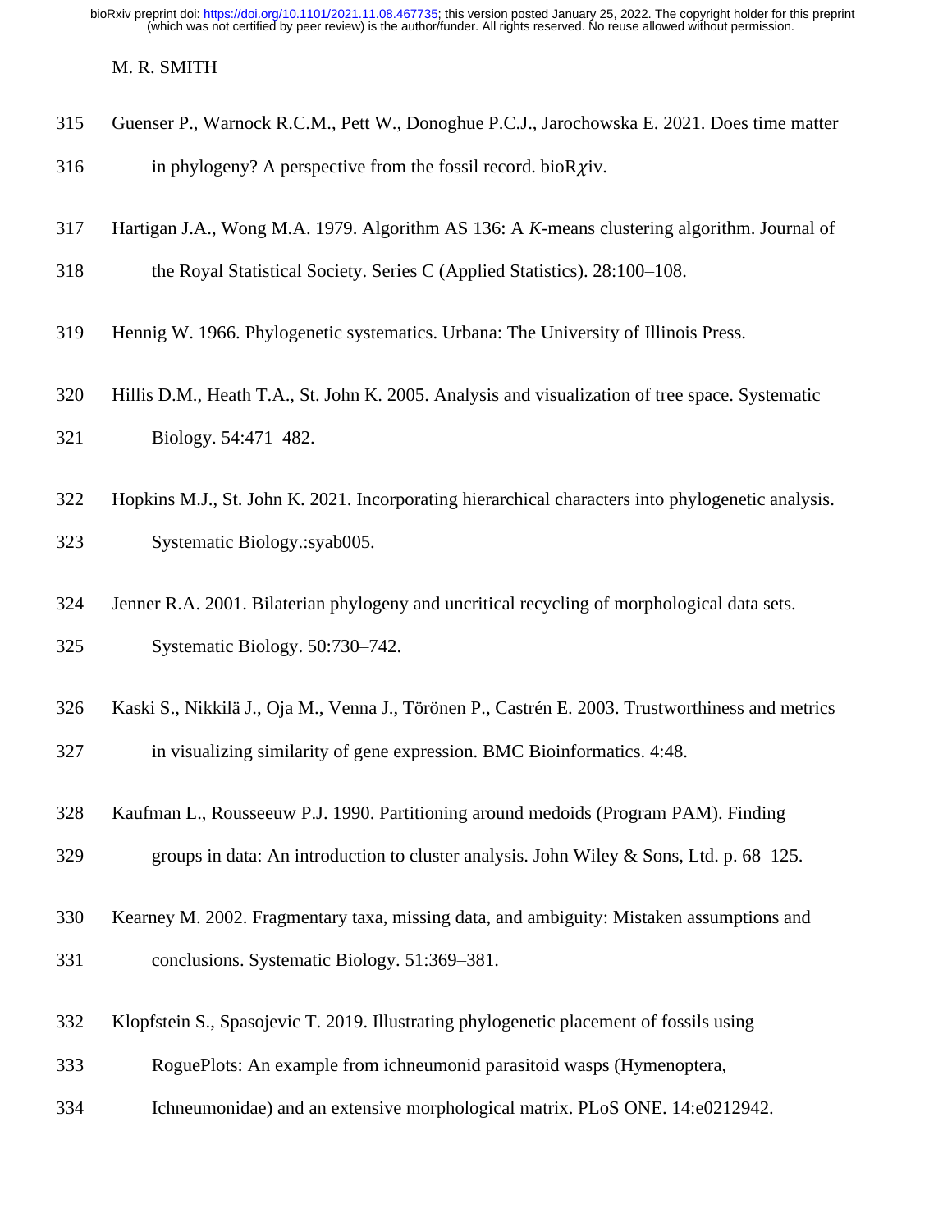Guenser P., Warnock R.C.M., Pett W., Donoghue P.C.J., Jarochowska E. 2021. Does time matter in phylogeny? A perspective from the fossil record. bioR$\chi$iv.

Hartigan J.A., Wong M.A. 1979. Algorithm AS 136: A *K*-means clustering algorithm. Journal of the Royal Statistical Society. Series C (Applied Statistics). 28:100–108.

Hennig W. 1966. Phylogenetic systematics. Urbana: The University of Illinois Press.

Hillis D.M., Heath T.A., St. John K. 2005. Analysis and visualization of tree space. Systematic Biology. 54:471–482.

Hopkins M.J., St. John K. 2021. Incorporating hierarchical characters into phylogenetic analysis. Systematic Biology.:syab005.

Jenner R.A. 2001. Bilaterian phylogeny and uncritical recycling of morphological data sets. Systematic Biology. 50:730–742.

Kaski S., Nikkilä J., Oja M., Venna J., Törönen P., Castrén E. 2003. Trustworthiness and metrics in visualizing similarity of gene expression. BMC Bioinformatics. 4:48.

Kaufman L., Rousseeuw P.J. 1990. Partitioning around medoids (Program PAM). Finding groups in data: An introduction to cluster analysis. John Wiley & Sons, Ltd. p. 68–125.

Kearney M. 2002. Fragmentary taxa, missing data, and ambiguity: Mistaken assumptions and conclusions. Systematic Biology. 51:369–381.

Klopfstein S., Spasojevic T. 2019. Illustrating phylogenetic placement of fossils using RoguePlots: An example from ichneumonid parasitoid wasps (Hymenoptera, Ichneumonidae) and an extensive morphological matrix. PLoS ONE. 14:e0212942.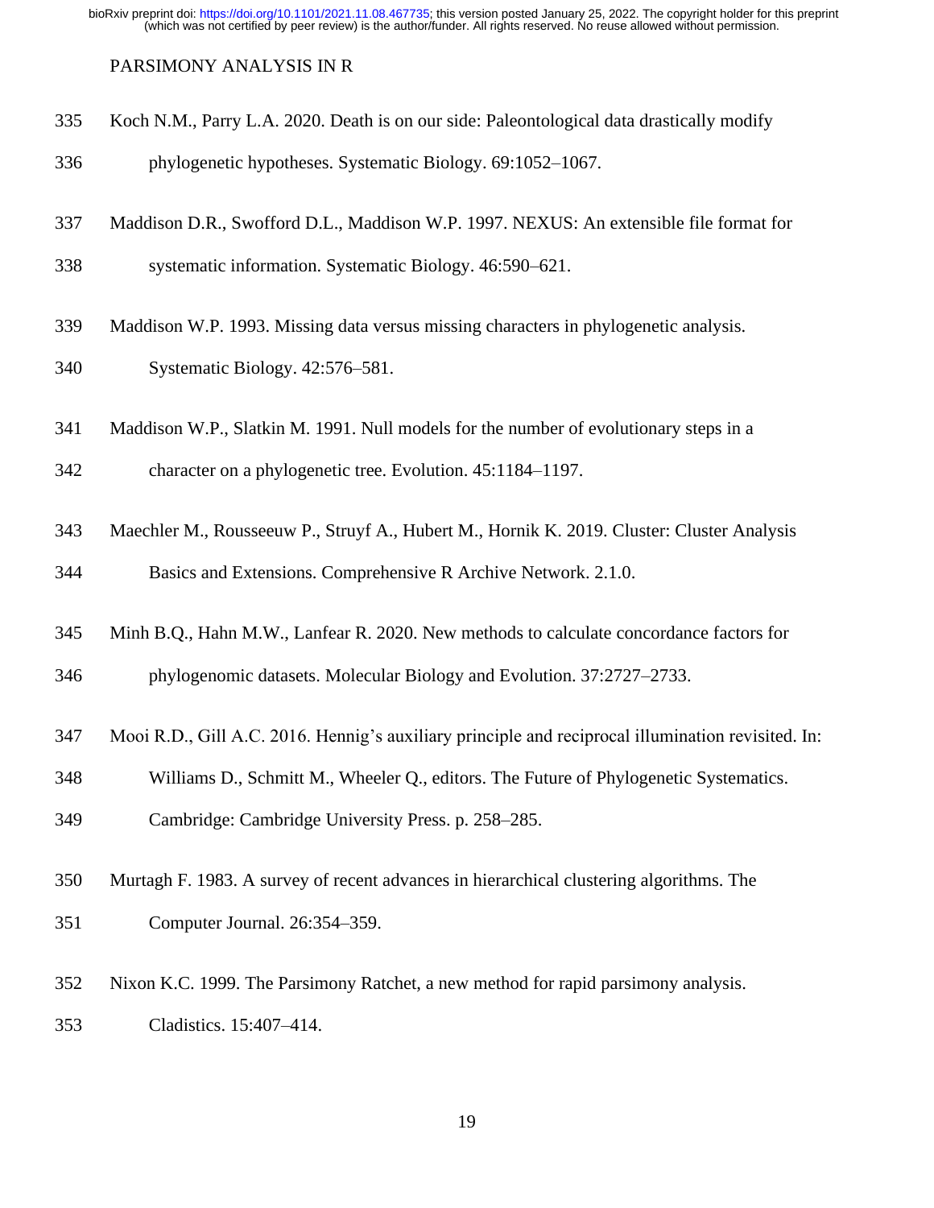Koch N.M., Parry L.A. 2020. Death is on our side: Paleontological data drastically modify phylogenetic hypotheses. Systematic Biology. 69:1052–1067.

Maddison D.R., Swofford D.L., Maddison W.P. 1997. NEXUS: An extensible file format for systematic information. Systematic Biology. 46:590–621.

Maddison W.P. 1993. Missing data versus missing characters in phylogenetic analysis. Systematic Biology. 42:576–581.

Maddison W.P., Slatkin M. 1991. Null models for the number of evolutionary steps in a character on a phylogenetic tree. Evolution. 45:1184–1197.

Maechler M., Rousseeuw P., Struyf A., Hubert M., Hornik K. 2019. Cluster: Cluster Analysis Basics and Extensions. Comprehensive R Archive Network. 2.1.0.

Minh B.Q., Hahn M.W., Lanfear R. 2020. New methods to calculate concordance factors for phylogenomic datasets. Molecular Biology and Evolution. 37:2727–2733.

Mooi R.D., Gill A.C. 2016. Hennig's auxiliary principle and reciprocal illumination revisited. In: Williams D., Schmitt M., Wheeler Q., editors. The Future of Phylogenetic Systematics. Cambridge: Cambridge University Press. p. 258–285.

Murtagh F. 1983. A survey of recent advances in hierarchical clustering algorithms. The Computer Journal. 26:354–359.

Nixon K.C. 1999. The Parsimony Ratchet, a new method for rapid parsimony analysis. Cladistics. 15:407–414.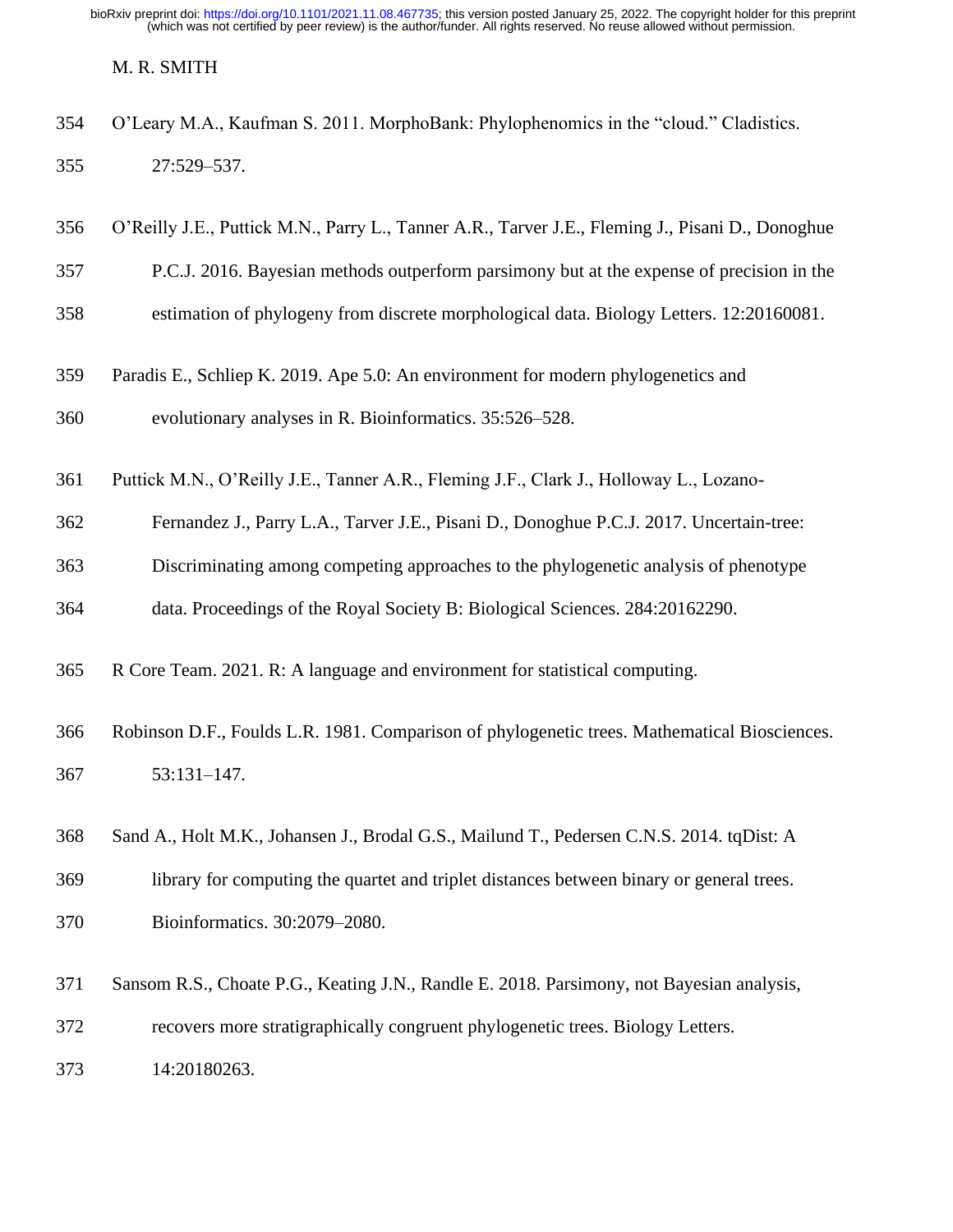O'Leary M.A., Kaufman S. 2011. MorphoBank: Phylophenomics in the "cloud." Cladistics. 27:529–537.

O'Reilly J.E., Puttick M.N., Parry L., Tanner A.R., Tarver J.E., Fleming J., Pisani D., Donoghue P.C.J. 2016. Bayesian methods outperform parsimony but at the expense of precision in the estimation of phylogeny from discrete morphological data. Biology Letters. 12:20160081.

Paradis E., Schliep K. 2019. Ape 5.0: An environment for modern phylogenetics and evolutionary analyses in R. Bioinformatics. 35:526–528.

Puttick M.N., O'Reilly J.E., Tanner A.R., Fleming J.F., Clark J., Holloway L., Lozano-Fernandez J., Parry L.A., Tarver J.E., Pisani D., Donoghue P.C.J. 2017. Uncertain-tree: Discriminating among competing approaches to the phylogenetic analysis of phenotype data. Proceedings of the Royal Society B: Biological Sciences. 284:20162290.

R Core Team. 2021. R: A language and environment for statistical computing.

Robinson D.F., Foulds L.R. 1981. Comparison of phylogenetic trees. Mathematical Biosciences. 53:131–147.

Sand A., Holt M.K., Johansen J., Brodal G.S., Mailund T., Pedersen C.N.S. 2014. tqDist: A library for computing the quartet and triplet distances between binary or general trees. Bioinformatics. 30:2079–2080.

Sansom R.S., Choate P.G., Keating J.N., Randle E. 2018. Parsimony, not Bayesian analysis, recovers more stratigraphically congruent phylogenetic trees. Biology Letters. 14:20180263.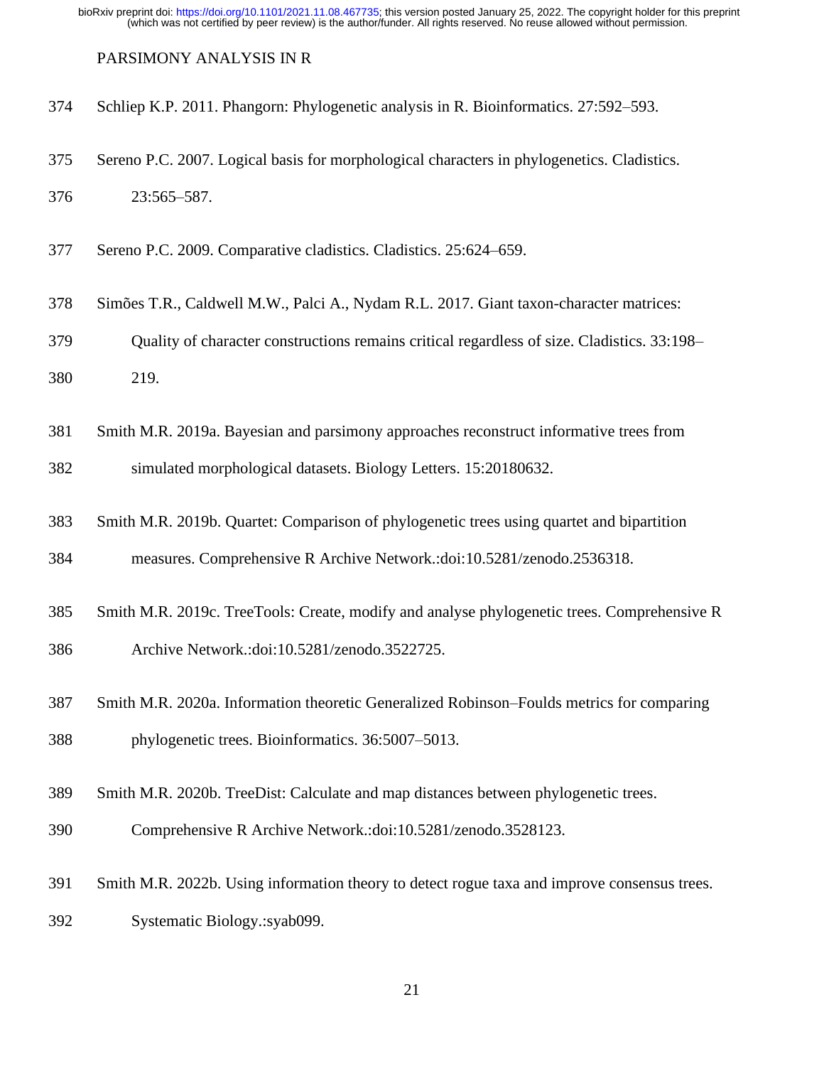Schliep K.P. 2011. Phangorn: Phylogenetic analysis in R. Bioinformatics. 27:592–593.

Sereno P.C. 2007. Logical basis for morphological characters in phylogenetics. Cladistics. 23:565–587.

Sereno P.C. 2009. Comparative cladistics. Cladistics. 25:624–659.

Simões T.R., Caldwell M.W., Palci A., Nydam R.L. 2017. Giant taxon-character matrices: Quality of character constructions remains critical regardless of size. Cladistics. 33:198–219.

Smith M.R. 2019a. Bayesian and parsimony approaches reconstruct informative trees from simulated morphological datasets. Biology Letters. 15:20180632.

Smith M.R. 2019b. Quartet: Comparison of phylogenetic trees using quartet and bipartition measures. Comprehensive R Archive Network.:doi:10.5281/zenodo.2536318.

Smith M.R. 2019c. TreeTools: Create, modify and analyse phylogenetic trees. Comprehensive R Archive Network.:doi:10.5281/zenodo.3522725.

Smith M.R. 2020a. Information theoretic Generalized Robinson–Foulds metrics for comparing phylogenetic trees. Bioinformatics. 36:5007–5013.

Smith M.R. 2020b. TreeDist: Calculate and map distances between phylogenetic trees. Comprehensive R Archive Network.:doi:10.5281/zenodo.3528123.

Smith M.R. 2022b. Using information theory to detect rogue taxa and improve consensus trees. Systematic Biology.:syab099.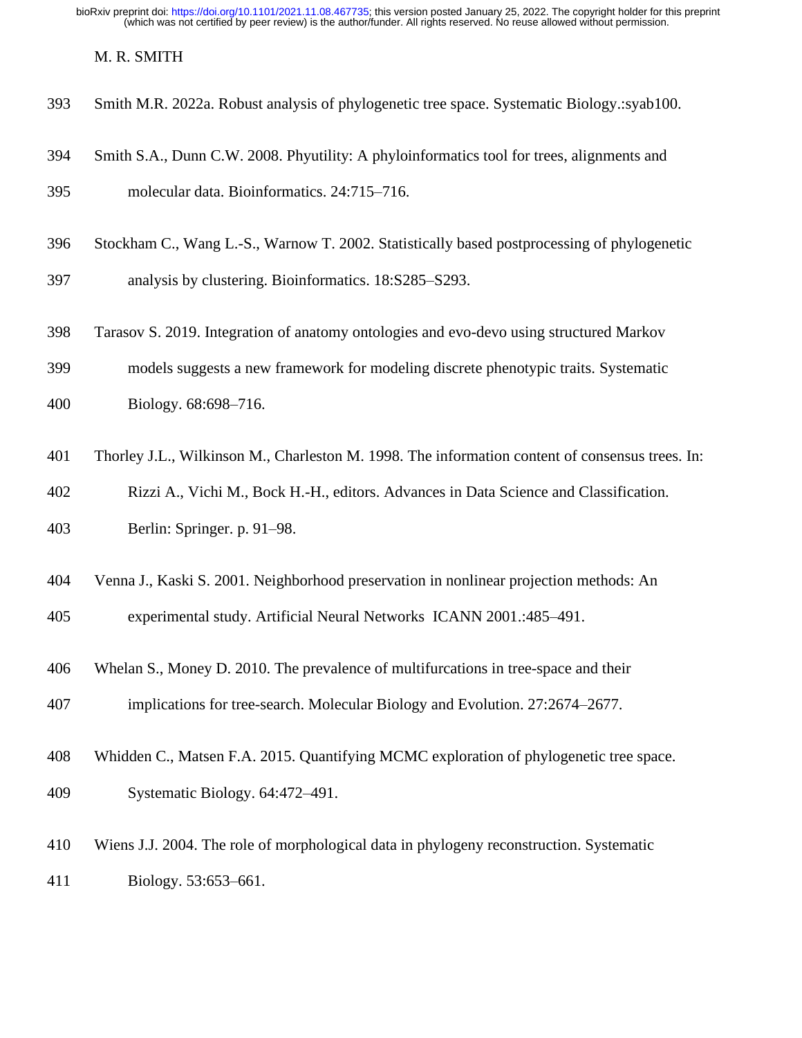Smith M.R. 2022a. Robust analysis of phylogenetic tree space. Systematic Biology.:syab100.

Smith S.A., Dunn C.W. 2008. Phyutility: A phyloinformatics tool for trees, alignments and molecular data. Bioinformatics. 24:715–716.

Stockham C., Wang L.-S., Warnow T. 2002. Statistically based postprocessing of phylogenetic analysis by clustering. Bioinformatics. 18:S285–S293.

Tarasov S. 2019. Integration of anatomy ontologies and evo-devo using structured Markov models suggests a new framework for modeling discrete phenotypic traits. Systematic Biology. 68:698–716.

Thorley J.L., Wilkinson M., Charleston M. 1998. The information content of consensus trees. In: Rizzi A., Vichi M., Bock H.-H., editors. Advances in Data Science and Classification. Berlin: Springer. p. 91–98.

Venna J., Kaski S. 2001. Neighborhood preservation in nonlinear projection methods: An experimental study. Artificial Neural Networks ICANN 2001.:485–491.

Whelan S., Money D. 2010. The prevalence of multifurcations in tree-space and their implications for tree-search. Molecular Biology and Evolution. 27:2674–2677.

Whidden C., Matsen F.A. 2015. Quantifying MCMC exploration of phylogenetic tree space. Systematic Biology. 64:472–491.

Wiens J.J. 2004. The role of morphological data in phylogeny reconstruction. Systematic Biology. 53:653–661.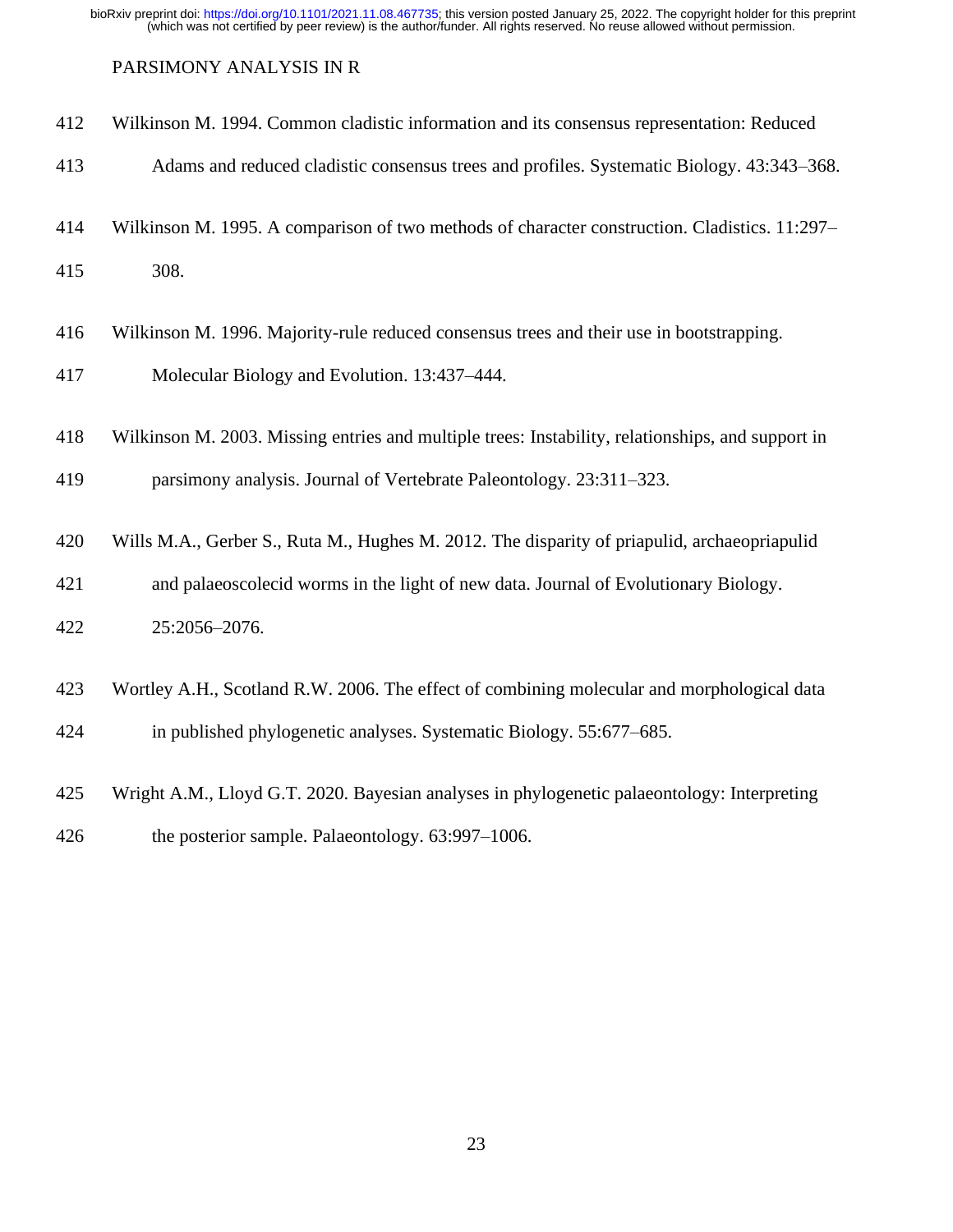Wilkinson M. 1994. Common cladistic information and its consensus representation: Reduced Adams and reduced cladistic consensus trees and profiles. Systematic Biology. 43:343–368.

Wilkinson M. 1995. A comparison of two methods of character construction. Cladistics. 11:297–308.

Wilkinson M. 1996. Majority-rule reduced consensus trees and their use in bootstrapping. Molecular Biology and Evolution. 13:437–444.

Wilkinson M. 2003. Missing entries and multiple trees: Instability, relationships, and support in parsimony analysis. Journal of Vertebrate Paleontology. 23:311–323.

Wills M.A., Gerber S., Ruta M., Hughes M. 2012. The disparity of priapulid, archaeopriapulid and palaeoscolecid worms in the light of new data. Journal of Evolutionary Biology. 25:2056–2076.

Wortley A.H., Scotland R.W. 2006. The effect of combining molecular and morphological data in published phylogenetic analyses. Systematic Biology. 55:677–685.

Wright A.M., Lloyd G.T. 2020. Bayesian analyses in phylogenetic palaeontology: Interpreting the posterior sample. Palaeontology. 63:997–1006.